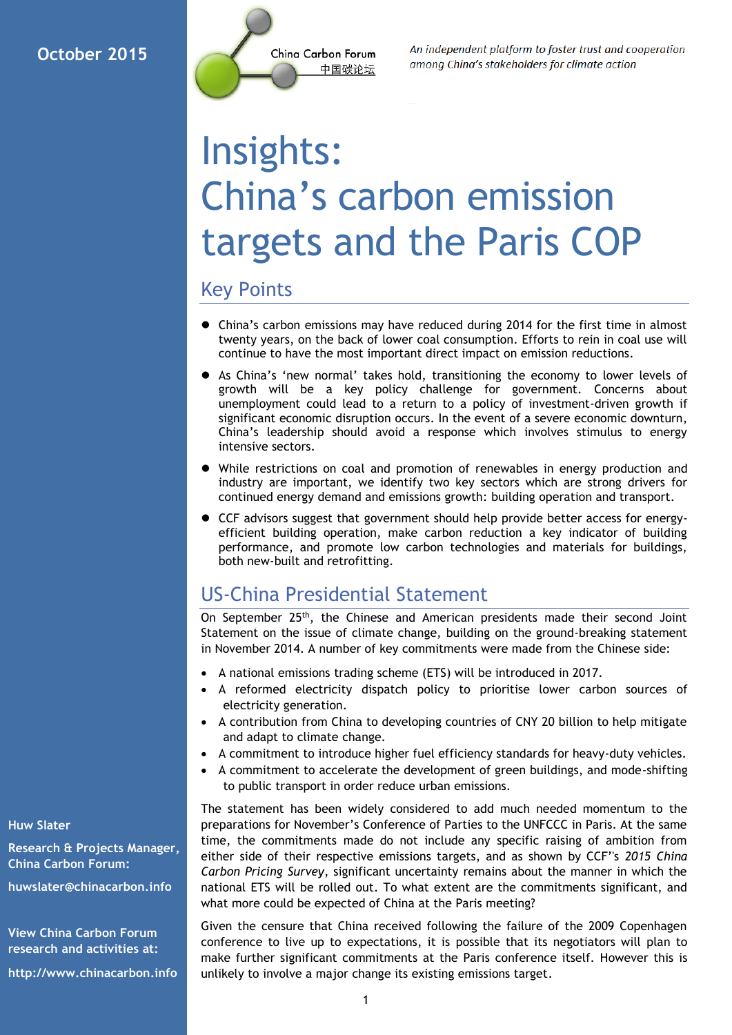October 2015

China Carbon Forum
中国碳论坛

*An independent platform to foster trust and cooperation among China's stakeholders for climate action*

# Insights: China's carbon emission targets and the Paris COP

## Key Points

- China's carbon emissions may have reduced during 2014 for the first time in almost twenty years, on the back of lower coal consumption. Efforts to rein in coal use will continue to have the most important direct impact on emission reductions.
- As China's 'new normal' takes hold, transitioning the economy to lower levels of growth will be a key policy challenge for government. Concerns about unemployment could lead to a return to a policy of investment-driven growth if significant economic disruption occurs. In the event of a severe economic downturn, China's leadership should avoid a response which involves stimulus to energy intensive sectors.
- While restrictions on coal and promotion of renewables in energy production and industry are important, we identify two key sectors which are strong drivers for continued energy demand and emissions growth: building operation and transport.
- CCF advisors suggest that government should help provide better access for energy-efficient building operation, make carbon reduction a key indicator of building performance, and promote low carbon technologies and materials for buildings, both new-built and retrofitting.

## US-China Presidential Statement

On September 25th, the Chinese and American presidents made their second Joint Statement on the issue of climate change, building on the ground-breaking statement in November 2014. A number of key commitments were made from the Chinese side:

- A national emissions trading scheme (ETS) will be introduced in 2017.
- A reformed electricity dispatch policy to prioritise lower carbon sources of electricity generation.
- A contribution from China to developing countries of CNY 20 billion to help mitigate and adapt to climate change.
- A commitment to introduce higher fuel efficiency standards for heavy-duty vehicles.
- A commitment to accelerate the development of green buildings, and mode-shifting to public transport in order reduce urban emissions.

The statement has been widely considered to add much needed momentum to the preparations for November's Conference of Parties to the UNFCCC in Paris. At the same time, the commitments made do not include any specific raising of ambition from either side of their respective emissions targets, and as shown by CCF''s *2015 China Carbon Pricing Survey*, significant uncertainty remains about the manner in which the national ETS will be rolled out. To what extent are the commitments significant, and what more could be expected of China at the Paris meeting?

Given the censure that China received following the failure of the 2009 Copenhagen conference to live up to expectations, it is possible that its negotiators will plan to make further significant commitments at the Paris conference itself. However this is unlikely to involve a major change its existing emissions target.

**Huw Slater**

**Research & Projects Manager, China Carbon Forum:**

**huwslater@chinacarbon.info**

**View China Carbon Forum research and activities at:**

**http://www.chinacarbon.info**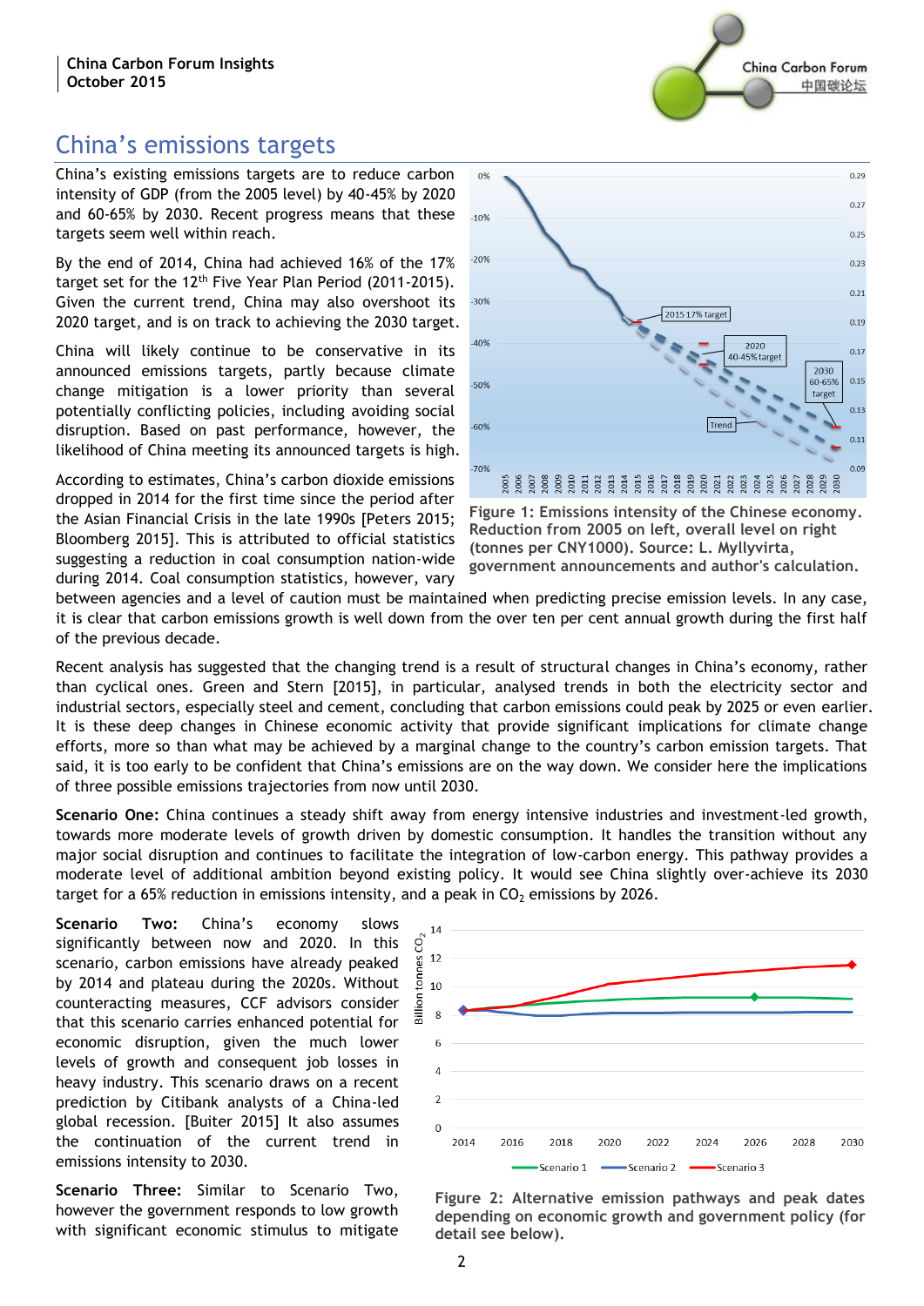# China's emissions targets

China's existing emissions targets are to reduce carbon intensity of GDP (from the 2005 level) by 40-45% by 2020 and 60-65% by 2030. Recent progress means that these targets seem well within reach.

By the end of 2014, China had achieved 16% of the 17% target set for the 12th Five Year Plan Period (2011-2015). Given the current trend, China may also overshoot its 2020 target, and is on track to achieving the 2030 target.

China will likely continue to be conservative in its announced emissions targets, partly because climate change mitigation is a lower priority than several potentially conflicting policies, including avoiding social disruption. Based on past performance, however, the likelihood of China meeting its announced targets is high.

**Figure 1: Emissions intensity of the Chinese economy. Reduction from 2005 on left, overall level on right (tonnes per CNY1000). Source: L. Myllyvirta, government announcements and author's calculation.**

According to estimates, China's carbon dioxide emissions dropped in 2014 for the first time since the period after the Asian Financial Crisis in the late 1990s [Peters 2015; Bloomberg 2015]. This is attributed to official statistics suggesting a reduction in coal consumption nation-wide during 2014. Coal consumption statistics, however, vary between agencies and a level of caution must be maintained when predicting precise emission levels. In any case, it is clear that carbon emissions growth is well down from the over ten per cent annual growth during the first half of the previous decade.

Recent analysis has suggested that the changing trend is a result of structural changes in China's economy, rather than cyclical ones. Green and Stern [2015], in particular, analysed trends in both the electricity sector and industrial sectors, especially steel and cement, concluding that carbon emissions could peak by 2025 or even earlier. It is these deep changes in Chinese economic activity that provide significant implications for climate change efforts, more so than what may be achieved by a marginal change to the country's carbon emission targets. That said, it is too early to be confident that China's emissions are on the way down. We consider here the implications of three possible emissions trajectories from now until 2030.

**Scenario One:** China continues a steady shift away from energy intensive industries and investment-led growth, towards more moderate levels of growth driven by domestic consumption. It handles the transition without any major social disruption and continues to facilitate the integration of low-carbon energy. This pathway provides a moderate level of additional ambition beyond existing policy. It would see China slightly over-achieve its 2030 target for a 65% reduction in emissions intensity, and a peak in $CO_2$ emissions by 2026.

**Scenario Two:** China's economy slows significantly between now and 2020. In this scenario, carbon emissions have already peaked by 2014 and plateau during the 2020s. Without counteracting measures, CCF advisors consider that this scenario carries enhanced potential for economic disruption, given the much lower levels of growth and consequent job losses in heavy industry. This scenario draws on a recent prediction by Citibank analysts of a China-led global recession. [Buiter 2015] It also assumes the continuation of the current trend in emissions intensity to 2030.

**Scenario Three:** Similar to Scenario Two, however the government responds to low growth with significant economic stimulus to mitigate

**Figure 2: Alternative emission pathways and peak dates depending on economic growth and government policy (for detail see below).**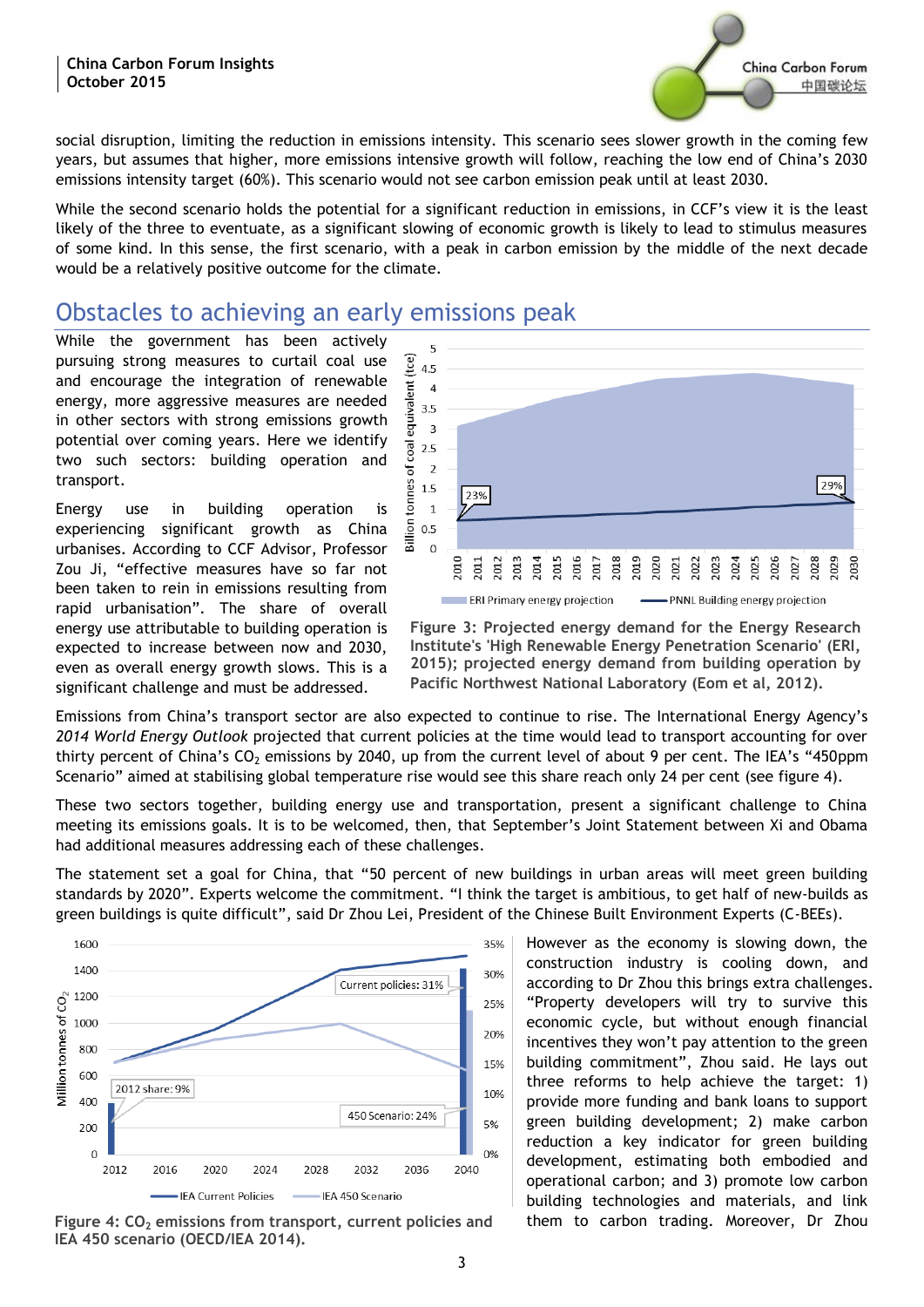social disruption, limiting the reduction in emissions intensity. This scenario sees slower growth in the coming few years, but assumes that higher, more emissions intensive growth will follow, reaching the low end of China's 2030 emissions intensity target (60%). This scenario would not see carbon emission peak until at least 2030.

While the second scenario holds the potential for a significant reduction in emissions, in CCF's view it is the least likely of the three to eventuate, as a significant slowing of economic growth is likely to lead to stimulus measures of some kind. In this sense, the first scenario, with a peak in carbon emission by the middle of the next decade would be a relatively positive outcome for the climate.

## Obstacles to achieving an early emissions peak

While the government has been actively pursuing strong measures to curtail coal use and encourage the integration of renewable energy, more aggressive measures are needed in other sectors with strong emissions growth potential over coming years. Here we identify two such sectors: building operation and transport.

Energy use in building operation is experiencing significant growth as China urbanises. According to CCF Advisor, Professor Zou Ji, "effective measures have so far not been taken to rein in emissions resulting from rapid urbanisation". The share of overall energy use attributable to building operation is expected to increase between now and 2030, even as overall energy growth slows. This is a significant challenge and must be addressed.

**Figure 3: Projected energy demand for the Energy Research Institute's 'High Renewable Energy Penetration Scenario' (ERI, 2015); projected energy demand from building operation by Pacific Northwest National Laboratory (Eom et al, 2012).**

Emissions from China's transport sector are also expected to continue to rise. The International Energy Agency's *2014 World Energy Outlook* projected that current policies at the time would lead to transport accounting for over thirty percent of China's $CO_2$ emissions by 2040, up from the current level of about 9 per cent. The IEA's "450ppm Scenario" aimed at stabilising global temperature rise would see this share reach only 24 per cent (see figure 4).

These two sectors together, building energy use and transportation, present a significant challenge to China meeting its emissions goals. It is to be welcomed, then, that September's Joint Statement between Xi and Obama had additional measures addressing each of these challenges.

The statement set a goal for China, that "50 percent of new buildings in urban areas will meet green building standards by 2020". Experts welcome the commitment. "I think the target is ambitious, to get half of new-builds as green buildings is quite difficult", said Dr Zhou Lei, President of the Chinese Built Environment Experts (C-BEEs).

**Figure 4: $CO_2$ emissions from transport, current policies and IEA 450 scenario (OECD/IEA 2014).**

However as the economy is slowing down, the construction industry is cooling down, and according to Dr Zhou this brings extra challenges. "Property developers will try to survive this economic cycle, but without enough financial incentives they won't pay attention to the green building commitment", Zhou said. He lays out three reforms to help achieve the target: 1) provide more funding and bank loans to support green building development; 2) make carbon reduction a key indicator for green building development, estimating both embodied and operational carbon; and 3) promote low carbon building technologies and materials, and link them to carbon trading. Moreover, Dr Zhou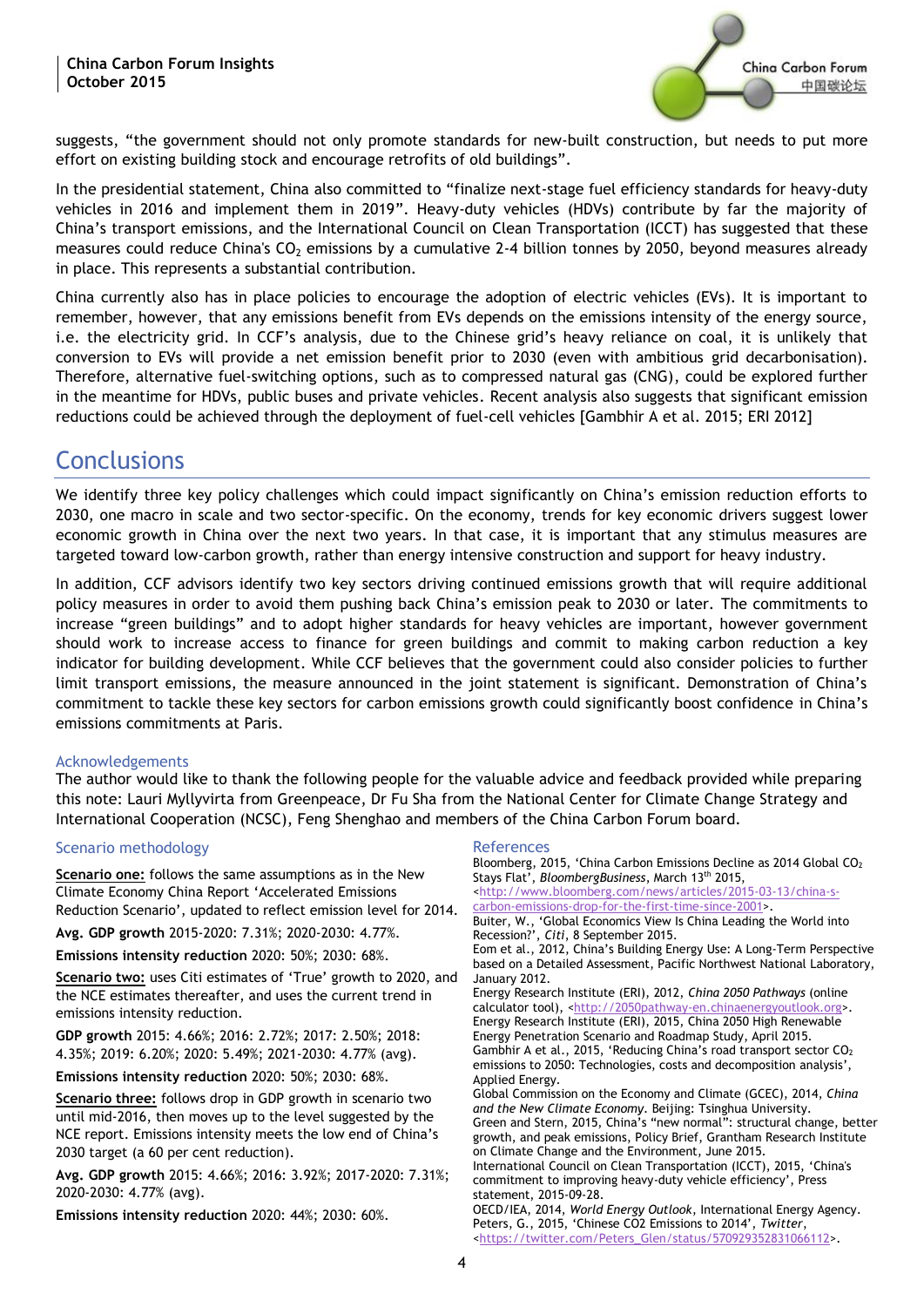suggests, "the government should not only promote standards for new-built construction, but needs to put more effort on existing building stock and encourage retrofits of old buildings".

In the presidential statement, China also committed to "finalize next-stage fuel efficiency standards for heavy-duty vehicles in 2016 and implement them in 2019". Heavy-duty vehicles (HDVs) contribute by far the majority of China's transport emissions, and the International Council on Clean Transportation (ICCT) has suggested that these measures could reduce China's $CO_2$ emissions by a cumulative 2-4 billion tonnes by 2050, beyond measures already in place. This represents a substantial contribution.

China currently also has in place policies to encourage the adoption of electric vehicles (EVs). It is important to remember, however, that any emissions benefit from EVs depends on the emissions intensity of the energy source, i.e. the electricity grid. In CCF's analysis, due to the Chinese grid's heavy reliance on coal, it is unlikely that conversion to EVs will provide a net emission benefit prior to 2030 (even with ambitious grid decarbonisation). Therefore, alternative fuel-switching options, such as to compressed natural gas (CNG), could be explored further in the meantime for HDVs, public buses and private vehicles. Recent analysis also suggests that significant emission reductions could be achieved through the deployment of fuel-cell vehicles [Gambhir A et al. 2015; ERI 2012]

# Conclusions

We identify three key policy challenges which could impact significantly on China's emission reduction efforts to 2030, one macro in scale and two sector-specific. On the economy, trends for key economic drivers suggest lower economic growth in China over the next two years. In that case, it is important that any stimulus measures are targeted toward low-carbon growth, rather than energy intensive construction and support for heavy industry.

In addition, CCF advisors identify two key sectors driving continued emissions growth that will require additional policy measures in order to avoid them pushing back China's emission peak to 2030 or later. The commitments to increase "green buildings" and to adopt higher standards for heavy vehicles are important, however government should work to increase access to finance for green buildings and commit to making carbon reduction a key indicator for building development. While CCF believes that the government could also consider policies to further limit transport emissions, the measure announced in the joint statement is significant. Demonstration of China's commitment to tackle these key sectors for carbon emissions growth could significantly boost confidence in China's emissions commitments at Paris.

### Acknowledgements

The author would like to thank the following people for the valuable advice and feedback provided while preparing this note: Lauri Myllyvirta from Greenpeace, Dr Fu Sha from the National Center for Climate Change Strategy and International Cooperation (NCSC), Feng Shenghao and members of the China Carbon Forum board.

### Scenario methodology

**Scenario one:** follows the same assumptions as in the New Climate Economy China Report 'Accelerated Emissions Reduction Scenario', updated to reflect emission level for 2014.

**Avg. GDP growth** 2015-2020: 7.31%; 2020-2030: 4.77%.

**Emissions intensity reduction** 2020: 50%; 2030: 68%.

**Scenario two:** uses Citi estimates of 'True' growth to 2020, and the NCE estimates thereafter, and uses the current trend in emissions intensity reduction.

**GDP growth** 2015: 4.66%; 2016: 2.72%; 2017: 2.50%; 2018: 4.35%; 2019: 6.20%; 2020: 5.49%; 2021-2030: 4.77% (avg).

**Emissions intensity reduction** 2020: 50%; 2030: 68%.

**Scenario three:** follows drop in GDP growth in scenario two until mid-2016, then moves up to the level suggested by the NCE report. Emissions intensity meets the low end of China's 2030 target (a 60 per cent reduction).

**Avg. GDP growth** 2015: 4.66%; 2016: 3.92%; 2017-2020: 7.31%; 2020-2030: 4.77% (avg).

**Emissions intensity reduction** 2020: 44%; 2030: 60%.

### References

Bloomberg, 2015, 'China Carbon Emissions Decline as 2014 Global $CO_2$ Stays Flat', *BloombergBusiness*, March 13th 2015, <http://www.bloomberg.com/news/articles/2015-03-13/china-s-carbon-emissions-drop-for-the-first-time-since-2001>.

Buiter, W., 'Global Economics View Is China Leading the World into Recession?', *Citi*, 8 September 2015.

Eom et al., 2012, China's Building Energy Use: A Long-Term Perspective based on a Detailed Assessment, Pacific Northwest National Laboratory, January 2012.

Energy Research Institute (ERI), 2012, *China 2050 Pathways* (online calculator tool), <http://2050pathway-en.chinaenergyoutlook.org>.

Energy Research Institute (ERI), 2015, China 2050 High Renewable Energy Penetration Scenario and Roadmap Study, April 2015.

Gambhir A et al., 2015, 'Reducing China's road transport sector $CO_2$ emissions to 2050: Technologies, costs and decomposition analysis', Applied Energy.

Global Commission on the Economy and Climate (GCEC), 2014, *China and the New Climate Economy*. Beijing: Tsinghua University.

Green and Stern, 2015, China's "new normal": structural change, better growth, and peak emissions, Policy Brief, Grantham Research Institute on Climate Change and the Environment, June 2015.

International Council on Clean Transportation (ICCT), 2015, 'China's commitment to improving heavy-duty vehicle efficiency', Press statement, 2015-09-28.

OECD/IEA, 2014, *World Energy Outlook*, International Energy Agency.

Peters, G., 2015, 'Chinese CO2 Emissions to 2014', *Twitter*, <https://twitter.com/Peters_Glen/status/570929352831066112>.